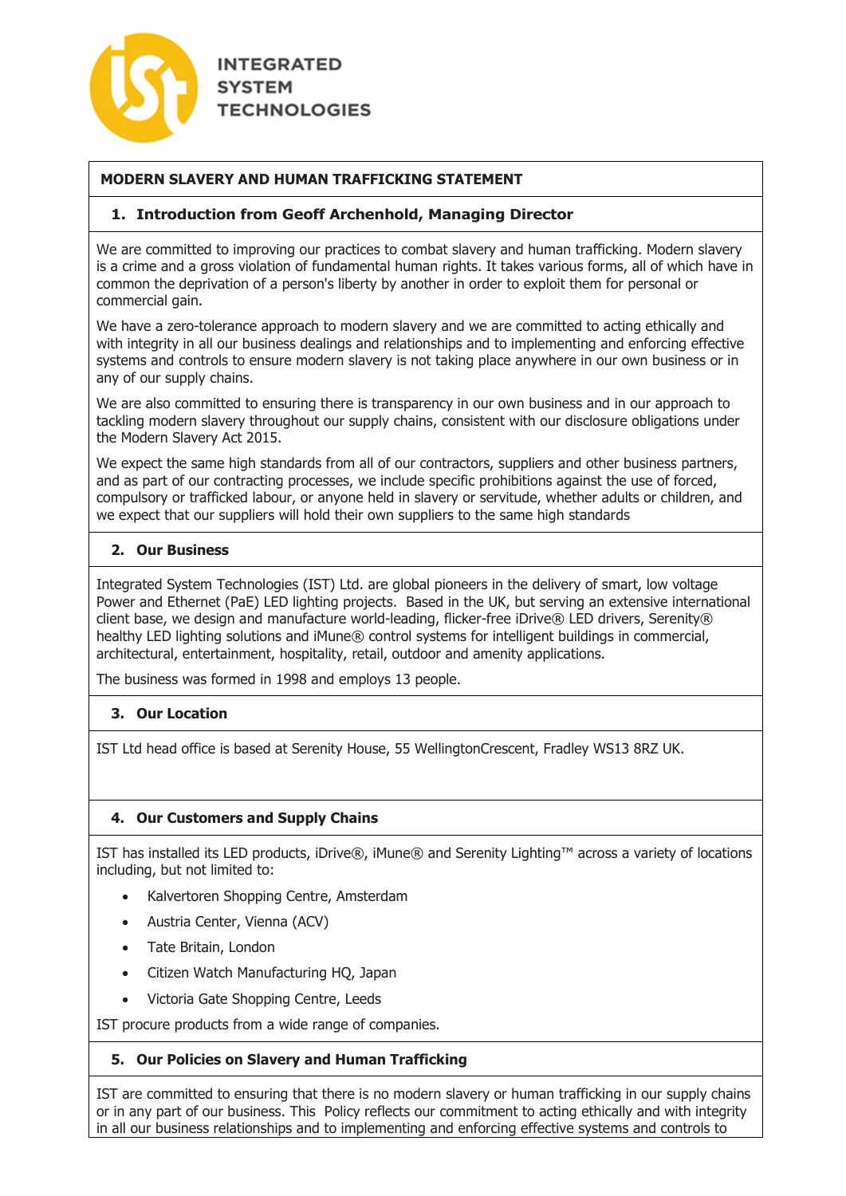INTEGRATED SYSTEM TECHNOLOGIES

# MODERN SLAVERY AND HUMAN TRAFFICKING STATEMENT

## 1. Introduction from Geoff Archenhold, Managing Director

We are committed to improving our practices to combat slavery and human trafficking. Modern slavery is a crime and a gross violation of fundamental human rights. It takes various forms, all of which have in common the deprivation of a person's liberty by another in order to exploit them for personal or commercial gain.

We have a zero-tolerance approach to modern slavery and we are committed to acting ethically and with integrity in all our business dealings and relationships and to implementing and enforcing effective systems and controls to ensure modern slavery is not taking place anywhere in our own business or in any of our supply chains.

We are also committed to ensuring there is transparency in our own business and in our approach to tackling modern slavery throughout our supply chains, consistent with our disclosure obligations under the Modern Slavery Act 2015.

We expect the same high standards from all of our contractors, suppliers and other business partners, and as part of our contracting processes, we include specific prohibitions against the use of forced, compulsory or trafficked labour, or anyone held in slavery or servitude, whether adults or children, and we expect that our suppliers will hold their own suppliers to the same high standards

## 2. Our Business

Integrated System Technologies (IST) Ltd. are global pioneers in the delivery of smart, low voltage Power and Ethernet (PaE) LED lighting projects. Based in the UK, but serving an extensive international client base, we design and manufacture world-leading, flicker-free iDrive® LED drivers, Serenity® healthy LED lighting solutions and iMune® control systems for intelligent buildings in commercial, architectural, entertainment, hospitality, retail, outdoor and amenity applications.

The business was formed in 1998 and employs 13 people.

## 3. Our Location

IST Ltd head office is based at Serenity House, 55 WellingtonCrescent, Fradley WS13 8RZ UK.

## 4. Our Customers and Supply Chains

IST has installed its LED products, iDrive®, iMune® and Serenity Lighting™ across a variety of locations including, but not limited to:

- Kalvertoren Shopping Centre, Amsterdam
- Austria Center, Vienna (ACV)
- Tate Britain, London
- Citizen Watch Manufacturing HQ, Japan
- Victoria Gate Shopping Centre, Leeds

IST procure products from a wide range of companies.

## 5. Our Policies on Slavery and Human Trafficking

IST are committed to ensuring that there is no modern slavery or human trafficking in our supply chains or in any part of our business. This Policy reflects our commitment to acting ethically and with integrity in all our business relationships and to implementing and enforcing effective systems and controls to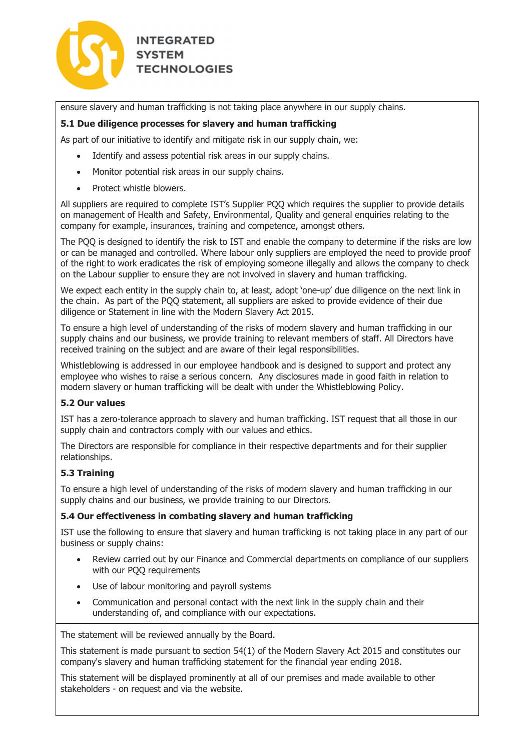ensure slavery and human trafficking is not taking place anywhere in our supply chains.

**5.1 Due diligence processes for slavery and human trafficking**

As part of our initiative to identify and mitigate risk in our supply chain, we:

- Identify and assess potential risk areas in our supply chains.
- Monitor potential risk areas in our supply chains.
- Protect whistle blowers.

All suppliers are required to complete IST's Supplier PQQ which requires the supplier to provide details on management of Health and Safety, Environmental, Quality and general enquiries relating to the company for example, insurances, training and competence, amongst others.

The PQQ is designed to identify the risk to IST and enable the company to determine if the risks are low or can be managed and controlled. Where labour only suppliers are employed the need to provide proof of the right to work eradicates the risk of employing someone illegally and allows the company to check on the Labour supplier to ensure they are not involved in slavery and human trafficking.

We expect each entity in the supply chain to, at least, adopt 'one-up' due diligence on the next link in the chain. As part of the PQQ statement, all suppliers are asked to provide evidence of their due diligence or Statement in line with the Modern Slavery Act 2015.

To ensure a high level of understanding of the risks of modern slavery and human trafficking in our supply chains and our business, we provide training to relevant members of staff. All Directors have received training on the subject and are aware of their legal responsibilities.

Whistleblowing is addressed in our employee handbook and is designed to support and protect any employee who wishes to raise a serious concern. Any disclosures made in good faith in relation to modern slavery or human trafficking will be dealt with under the Whistleblowing Policy.

**5.2 Our values**

IST has a zero-tolerance approach to slavery and human trafficking. IST request that all those in our supply chain and contractors comply with our values and ethics.

The Directors are responsible for compliance in their respective departments and for their supplier relationships.

**5.3 Training**

To ensure a high level of understanding of the risks of modern slavery and human trafficking in our supply chains and our business, we provide training to our Directors.

**5.4 Our effectiveness in combating slavery and human trafficking**

IST use the following to ensure that slavery and human trafficking is not taking place in any part of our business or supply chains:

- Review carried out by our Finance and Commercial departments on compliance of our suppliers with our PQQ requirements
- Use of labour monitoring and payroll systems
- Communication and personal contact with the next link in the supply chain and their understanding of, and compliance with our expectations.

The statement will be reviewed annually by the Board.

This statement is made pursuant to section 54(1) of the Modern Slavery Act 2015 and constitutes our company's slavery and human trafficking statement for the financial year ending 2018.

This statement will be displayed prominently at all of our premises and made available to other stakeholders - on request and via the website.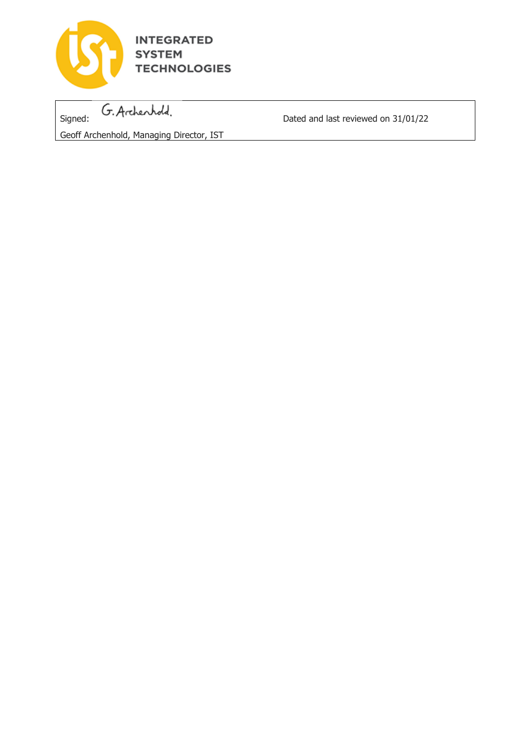INTEGRATED SYSTEM TECHNOLOGIES

| | |
|---|---|
| Signed: G. Archenhold. | Dated and last reviewed on 31/01/22 |
| Geoff Archenhold, Managing Director, IST | |